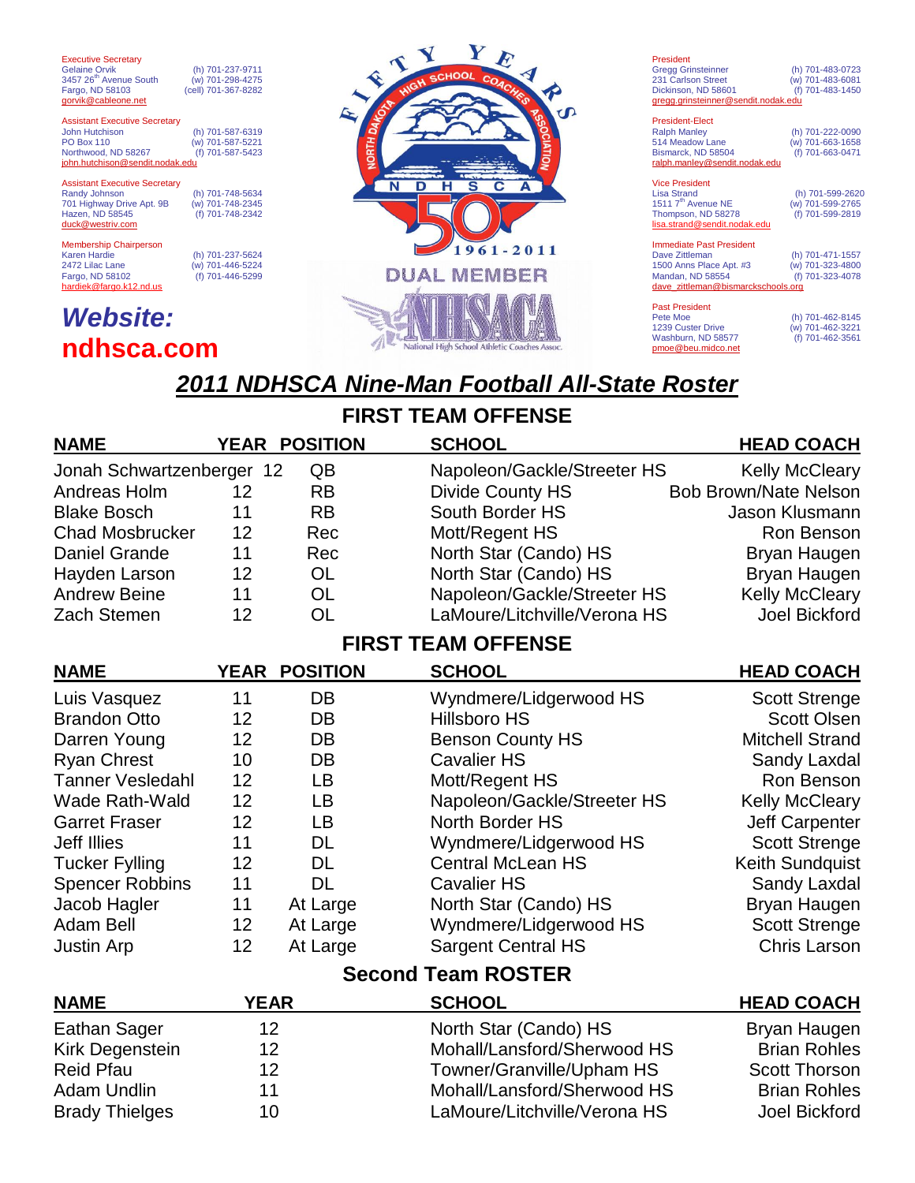Executive Secretary
Gelaine Orvik
3457 26th Avenue South
Fargo, ND 58103
gorvik@cableone.net
(h) 701-237-9711
(w) 701-298-4275
(cell) 701-367-8282

Assistant Executive Secretary
John Hutchison
PO Box 110
Northwood, ND 58267
john.hutchison@sendit.nodak.edu
(h) 701-587-6319
(w) 701-587-5221
(f) 701-587-5423

Assistant Executive Secretary
Randy Johnson
701 Highway Drive Apt. 9B
Hazen, ND 58545
duck@westriv.com
(h) 701-748-5634
(w) 701-748-2345
(f) 701-748-2342

Membership Chairperson
Karen Hardie
2472 Lilac Lane
Fargo, ND 58102
hardiek@fargo.k12.nd.us
(h) 701-237-5624
(w) 701-446-5224
(f) 701-446-5299

**Website: ndhsca.com**

FIFTY YEARS — NORTH DAKOTA HIGH SCHOOL COACHES ASSOCIATION — NDHSCA 50 1961-2011

DUAL MEMBER NHSACA National High School Athletic Coaches Assoc.

President
Gregg Grinsteinner
231 Carlson Street
Dickinson, ND 58601
gregg.grinsteinner@sendit.nodak.edu
(h) 701-483-0723
(w) 701-483-6081
(f) 701-483-1450

President-Elect
Ralph Manley
514 Meadow Lane
Bismarck, ND 58504
ralph.manley@sendit.nodak.edu
(h) 701-222-0090
(w) 701-663-1658
(f) 701-663-0471

Vice President
Lisa Strand
1511 7th Avenue NE
Thompson, ND 58278
lisa.strand@sendit.nodak.edu
(h) 701-599-2620
(w) 701-599-2765
(f) 701-599-2819

Immediate Past President
Dave Zittleman
1500 Anns Place Apt. #3
Mandan, ND 58554
dave_zittleman@bismarckschools.org
(h) 701-471-1557
(w) 701-323-4800
(f) 701-323-4078

Past President
Pete Moe
1239 Custer Drive
Washburn, ND 58577
pmoe@beu.midco.net
(h) 701-462-8145
(w) 701-462-3221
(f) 701-462-3561

# *2011 NDHSCA Nine-Man Football All-State Roster*

## FIRST TEAM OFFENSE

| NAME | YEAR | POSITION | SCHOOL | HEAD COACH |
|---|---|---|---|---|
| Jonah Schwartzenberger | 12 | QB | Napoleon/Gackle/Streeter HS | Kelly McCleary |
| Andreas Holm | 12 | RB | Divide County HS | Bob Brown/Nate Nelson |
| Blake Bosch | 11 | RB | South Border HS | Jason Klusmann |
| Chad Mosbrucker | 12 | Rec | Mott/Regent HS | Ron Benson |
| Daniel Grande | 11 | Rec | North Star (Cando) HS | Bryan Haugen |
| Hayden Larson | 12 | OL | North Star (Cando) HS | Bryan Haugen |
| Andrew Beine | 11 | OL | Napoleon/Gackle/Streeter HS | Kelly McCleary |
| Zach Stemen | 12 | OL | LaMoure/Litchville/Verona HS | Joel Bickford |

## FIRST TEAM OFFENSE

| NAME | YEAR | POSITION | SCHOOL | HEAD COACH |
|---|---|---|---|---|
| Luis Vasquez | 11 | DB | Wyndmere/Lidgerwood HS | Scott Strenge |
| Brandon Otto | 12 | DB | Hillsboro HS | Scott Olsen |
| Darren Young | 12 | DB | Benson County HS | Mitchell Strand |
| Ryan Chrest | 10 | DB | Cavalier HS | Sandy Laxdal |
| Tanner Vesledahl | 12 | LB | Mott/Regent HS | Ron Benson |
| Wade Rath-Wald | 12 | LB | Napoleon/Gackle/Streeter HS | Kelly McCleary |
| Garret Fraser | 12 | LB | North Border HS | Jeff Carpenter |
| Jeff Illies | 11 | DL | Wyndmere/Lidgerwood HS | Scott Strenge |
| Tucker Fylling | 12 | DL | Central McLean HS | Keith Sundquist |
| Spencer Robbins | 11 | DL | Cavalier HS | Sandy Laxdal |
| Jacob Hagler | 11 | At Large | North Star (Cando) HS | Bryan Haugen |
| Adam Bell | 12 | At Large | Wyndmere/Lidgerwood HS | Scott Strenge |
| Justin Arp | 12 | At Large | Sargent Central HS | Chris Larson |

## Second Team ROSTER

| NAME | YEAR | SCHOOL | HEAD COACH |
|---|---|---|---|
| Eathan Sager | 12 | North Star (Cando) HS | Bryan Haugen |
| Kirk Degenstein | 12 | Mohall/Lansford/Sherwood HS | Brian Rohles |
| Reid Pfau | 12 | Towner/Granville/Upham HS | Scott Thorson |
| Adam Undlin | 11 | Mohall/Lansford/Sherwood HS | Brian Rohles |
| Brady Thielges | 10 | LaMoure/Litchville/Verona HS | Joel Bickford |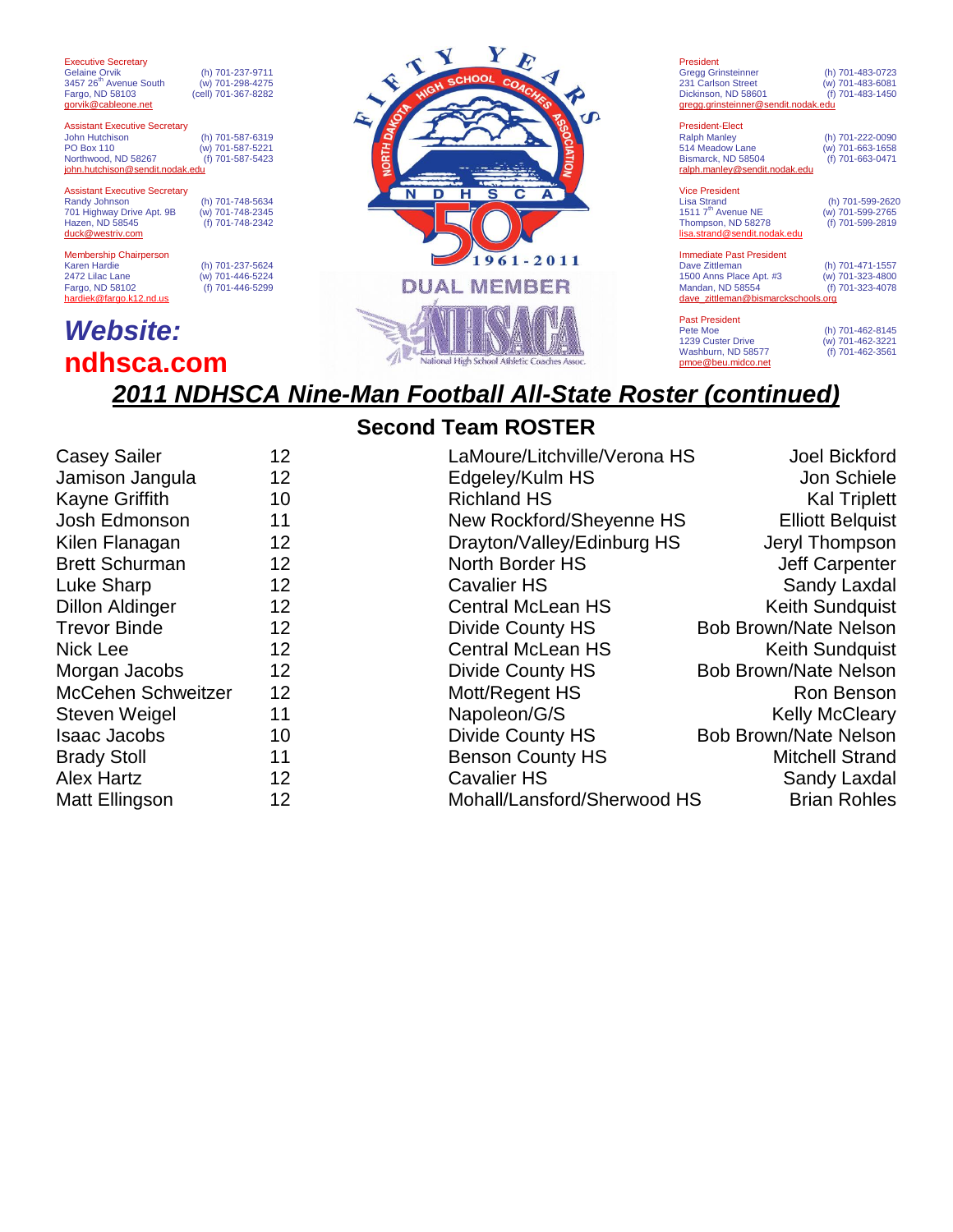Executive Secretary
Gelaine Orvik (h) 701-237-9711
3457 26th Avenue South (w) 701-298-4275
Fargo, ND 58103 (cell) 701-367-8282
gorvik@cableone.net

Assistant Executive Secretary
John Hutchison (h) 701-587-6319
PO Box 110 (w) 701-587-5221
Northwood, ND 58267 (f) 701-587-5423
john.hutchison@sendit.nodak.edu

Assistant Executive Secretary
Randy Johnson (h) 701-748-5634
701 Highway Drive Apt. 9B (w) 701-748-2345
Hazen, ND 58545 (f) 701-748-2342
duck@westriv.com

Membership Chairperson
Karen Hardie (h) 701-237-5624
2472 Lilac Lane (w) 701-446-5224
Fargo, ND 58102 (f) 701-446-5299
hardiek@fargo.k12.nd.us

***Website:***
**ndhsca.com**

FIFTY YEARS — NORTH DAKOTA HIGH SCHOOL COACHES ASSOCIATION — NDHSCA — 50 — 1961-2011

DUAL MEMBER — NHSACA — National High School Athletic Coaches Assoc.

President
Gregg Grinsteinner (h) 701-483-0723
231 Carlson Street (w) 701-483-6081
Dickinson, ND 58601 (f) 701-483-1450
gregg.grinsteinner@sendit.nodak.edu

President-Elect
Ralph Manley (h) 701-222-0090
514 Meadow Lane (w) 701-663-1658
Bismarck, ND 58504 (f) 701-663-0471
ralph.manley@sendit.nodak.edu

Vice President
Lisa Strand (h) 701-599-2620
1511 7th Avenue NE (w) 701-599-2765
Thompson, ND 58278 (f) 701-599-2819
lisa.strand@sendit.nodak.edu

Immediate Past President
Dave Zittleman (h) 701-471-1557
1500 Anns Place Apt. #3 (w) 701-323-4800
Mandan, ND 58554 (f) 701-323-4078
dave_zittleman@bismarckschools.org

Past President
Pete Moe (h) 701-462-8145
1239 Custer Drive (w) 701-462-3221
Washburn, ND 58577 (f) 701-462-3561
pmoe@beu.midco.net

# ***2011 NDHSCA Nine-Man Football All-State Roster (continued)***

## Second Team ROSTER

| | | | |
|---|---|---|---|
| Casey Sailer | 12 | LaMoure/Litchville/Verona HS | Joel Bickford |
| Jamison Jangula | 12 | Edgeley/Kulm HS | Jon Schiele |
| Kayne Griffith | 10 | Richland HS | Kal Triplett |
| Josh Edmonson | 11 | New Rockford/Sheyenne HS | Elliott Belquist |
| Kilen Flanagan | 12 | Drayton/Valley/Edinburg HS | Jeryl Thompson |
| Brett Schurman | 12 | North Border HS | Jeff Carpenter |
| Luke Sharp | 12 | Cavalier HS | Sandy Laxdal |
| Dillon Aldinger | 12 | Central McLean HS | Keith Sundquist |
| Trevor Binde | 12 | Divide County HS | Bob Brown/Nate Nelson |
| Nick Lee | 12 | Central McLean HS | Keith Sundquist |
| Morgan Jacobs | 12 | Divide County HS | Bob Brown/Nate Nelson |
| McCehen Schweitzer | 12 | Mott/Regent HS | Ron Benson |
| Steven Weigel | 11 | Napoleon/G/S | Kelly McCleary |
| Isaac Jacobs | 10 | Divide County HS | Bob Brown/Nate Nelson |
| Brady Stoll | 11 | Benson County HS | Mitchell Strand |
| Alex Hartz | 12 | Cavalier HS | Sandy Laxdal |
| Matt Ellingson | 12 | Mohall/Lansford/Sherwood HS | Brian Rohles |